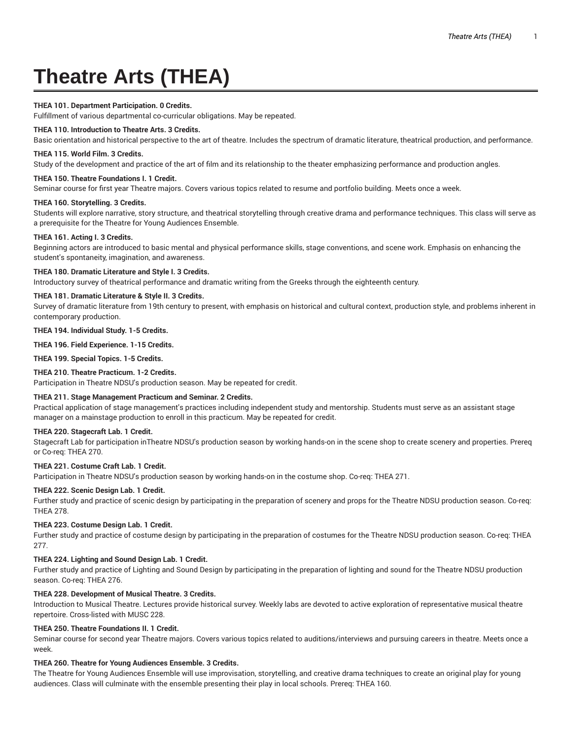# Theatre Arts (THEA)

**THEA 101. Department Participation. 0 Credits.**
Fulfillment of various departmental co-curricular obligations. May be repeated.

**THEA 110. Introduction to Theatre Arts. 3 Credits.**
Basic orientation and historical perspective to the art of theatre. Includes the spectrum of dramatic literature, theatrical production, and performance.

**THEA 115. World Film. 3 Credits.**
Study of the development and practice of the art of film and its relationship to the theater emphasizing performance and production angles.

**THEA 150. Theatre Foundations I. 1 Credit.**
Seminar course for first year Theatre majors. Covers various topics related to resume and portfolio building. Meets once a week.

**THEA 160. Storytelling. 3 Credits.**
Students will explore narrative, story structure, and theatrical storytelling through creative drama and performance techniques. This class will serve as a prerequisite for the Theatre for Young Audiences Ensemble.

**THEA 161. Acting I. 3 Credits.**
Beginning actors are introduced to basic mental and physical performance skills, stage conventions, and scene work. Emphasis on enhancing the student's spontaneity, imagination, and awareness.

**THEA 180. Dramatic Literature and Style I. 3 Credits.**
Introductory survey of theatrical performance and dramatic writing from the Greeks through the eighteenth century.

**THEA 181. Dramatic Literature & Style II. 3 Credits.**
Survey of dramatic literature from 19th century to present, with emphasis on historical and cultural context, production style, and problems inherent in contemporary production.

**THEA 194. Individual Study. 1-5 Credits.**

**THEA 196. Field Experience. 1-15 Credits.**

**THEA 199. Special Topics. 1-5 Credits.**

**THEA 210. Theatre Practicum. 1-2 Credits.**
Participation in Theatre NDSU's production season. May be repeated for credit.

**THEA 211. Stage Management Practicum and Seminar. 2 Credits.**
Practical application of stage management's practices including independent study and mentorship. Students must serve as an assistant stage manager on a mainstage production to enroll in this practicum. May be repeated for credit.

**THEA 220. Stagecraft Lab. 1 Credit.**
Stagecraft Lab for participation inTheatre NDSU's production season by working hands-on in the scene shop to create scenery and properties. Prereq or Co-req: THEA 270.

**THEA 221. Costume Craft Lab. 1 Credit.**
Participation in Theatre NDSU's production season by working hands-on in the costume shop. Co-req: THEA 271.

**THEA 222. Scenic Design Lab. 1 Credit.**
Further study and practice of scenic design by participating in the preparation of scenery and props for the Theatre NDSU production season. Co-req: THEA 278.

**THEA 223. Costume Design Lab. 1 Credit.**
Further study and practice of costume design by participating in the preparation of costumes for the Theatre NDSU production season. Co-req: THEA 277.

**THEA 224. Lighting and Sound Design Lab. 1 Credit.**
Further study and practice of Lighting and Sound Design by participating in the preparation of lighting and sound for the Theatre NDSU production season. Co-req: THEA 276.

**THEA 228. Development of Musical Theatre. 3 Credits.**
Introduction to Musical Theatre. Lectures provide historical survey. Weekly labs are devoted to active exploration of representative musical theatre repertoire. Cross-listed with MUSC 228.

**THEA 250. Theatre Foundations II. 1 Credit.**
Seminar course for second year Theatre majors. Covers various topics related to auditions/interviews and pursuing careers in theatre. Meets once a week.

**THEA 260. Theatre for Young Audiences Ensemble. 3 Credits.**
The Theatre for Young Audiences Ensemble will use improvisation, storytelling, and creative drama techniques to create an original play for young audiences. Class will culminate with the ensemble presenting their play in local schools. Prereq: THEA 160.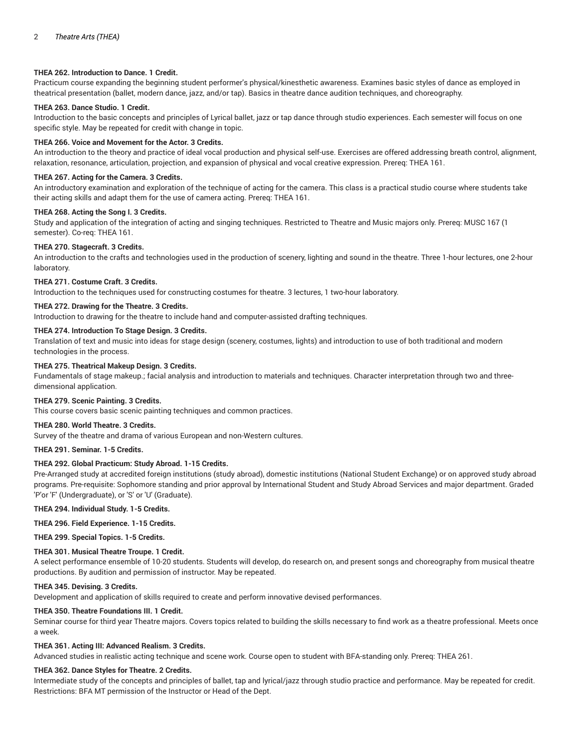**THEA 262. Introduction to Dance. 1 Credit.**

Practicum course expanding the beginning student performer's physical/kinesthetic awareness. Examines basic styles of dance as employed in theatrical presentation (ballet, modern dance, jazz, and/or tap). Basics in theatre dance audition techniques, and choreography.

**THEA 263. Dance Studio. 1 Credit.**

Introduction to the basic concepts and principles of Lyrical ballet, jazz or tap dance through studio experiences. Each semester will focus on one specific style. May be repeated for credit with change in topic.

**THEA 266. Voice and Movement for the Actor. 3 Credits.**

An introduction to the theory and practice of ideal vocal production and physical self-use. Exercises are offered addressing breath control, alignment, relaxation, resonance, articulation, projection, and expansion of physical and vocal creative expression. Prereq: THEA 161.

**THEA 267. Acting for the Camera. 3 Credits.**

An introductory examination and exploration of the technique of acting for the camera. This class is a practical studio course where students take their acting skills and adapt them for the use of camera acting. Prereq: THEA 161.

**THEA 268. Acting the Song I. 3 Credits.**

Study and application of the integration of acting and singing techniques. Restricted to Theatre and Music majors only. Prereq: MUSC 167 (1 semester). Co-req: THEA 161.

**THEA 270. Stagecraft. 3 Credits.**

An introduction to the crafts and technologies used in the production of scenery, lighting and sound in the theatre. Three 1-hour lectures, one 2-hour laboratory.

**THEA 271. Costume Craft. 3 Credits.**

Introduction to the techniques used for constructing costumes for theatre. 3 lectures, 1 two-hour laboratory.

**THEA 272. Drawing for the Theatre. 3 Credits.**

Introduction to drawing for the theatre to include hand and computer-assisted drafting techniques.

**THEA 274. Introduction To Stage Design. 3 Credits.**

Translation of text and music into ideas for stage design (scenery, costumes, lights) and introduction to use of both traditional and modern technologies in the process.

**THEA 275. Theatrical Makeup Design. 3 Credits.**

Fundamentals of stage makeup.; facial analysis and introduction to materials and techniques. Character interpretation through two and three-dimensional application.

**THEA 279. Scenic Painting. 3 Credits.**

This course covers basic scenic painting techniques and common practices.

**THEA 280. World Theatre. 3 Credits.**

Survey of the theatre and drama of various European and non-Western cultures.

**THEA 291. Seminar. 1-5 Credits.**

**THEA 292. Global Practicum: Study Abroad. 1-15 Credits.**

Pre-Arranged study at accredited foreign institutions (study abroad), domestic institutions (National Student Exchange) or on approved study abroad programs. Pre-requisite: Sophomore standing and prior approval by International Student and Study Abroad Services and major department. Graded 'P'or 'F' (Undergraduate), or 'S' or 'U' (Graduate).

**THEA 294. Individual Study. 1-5 Credits.**

**THEA 296. Field Experience. 1-15 Credits.**

**THEA 299. Special Topics. 1-5 Credits.**

**THEA 301. Musical Theatre Troupe. 1 Credit.**

A select performance ensemble of 10-20 students. Students will develop, do research on, and present songs and choreography from musical theatre productions. By audition and permission of instructor. May be repeated.

**THEA 345. Devising. 3 Credits.**

Development and application of skills required to create and perform innovative devised performances.

**THEA 350. Theatre Foundations III. 1 Credit.**

Seminar course for third year Theatre majors. Covers topics related to building the skills necessary to find work as a theatre professional. Meets once a week.

**THEA 361. Acting III: Advanced Realism. 3 Credits.**

Advanced studies in realistic acting technique and scene work. Course open to student with BFA-standing only. Prereq: THEA 261.

**THEA 362. Dance Styles for Theatre. 2 Credits.**

Intermediate study of the concepts and principles of ballet, tap and lyrical/jazz through studio practice and performance. May be repeated for credit. Restrictions: BFA MT permission of the Instructor or Head of the Dept.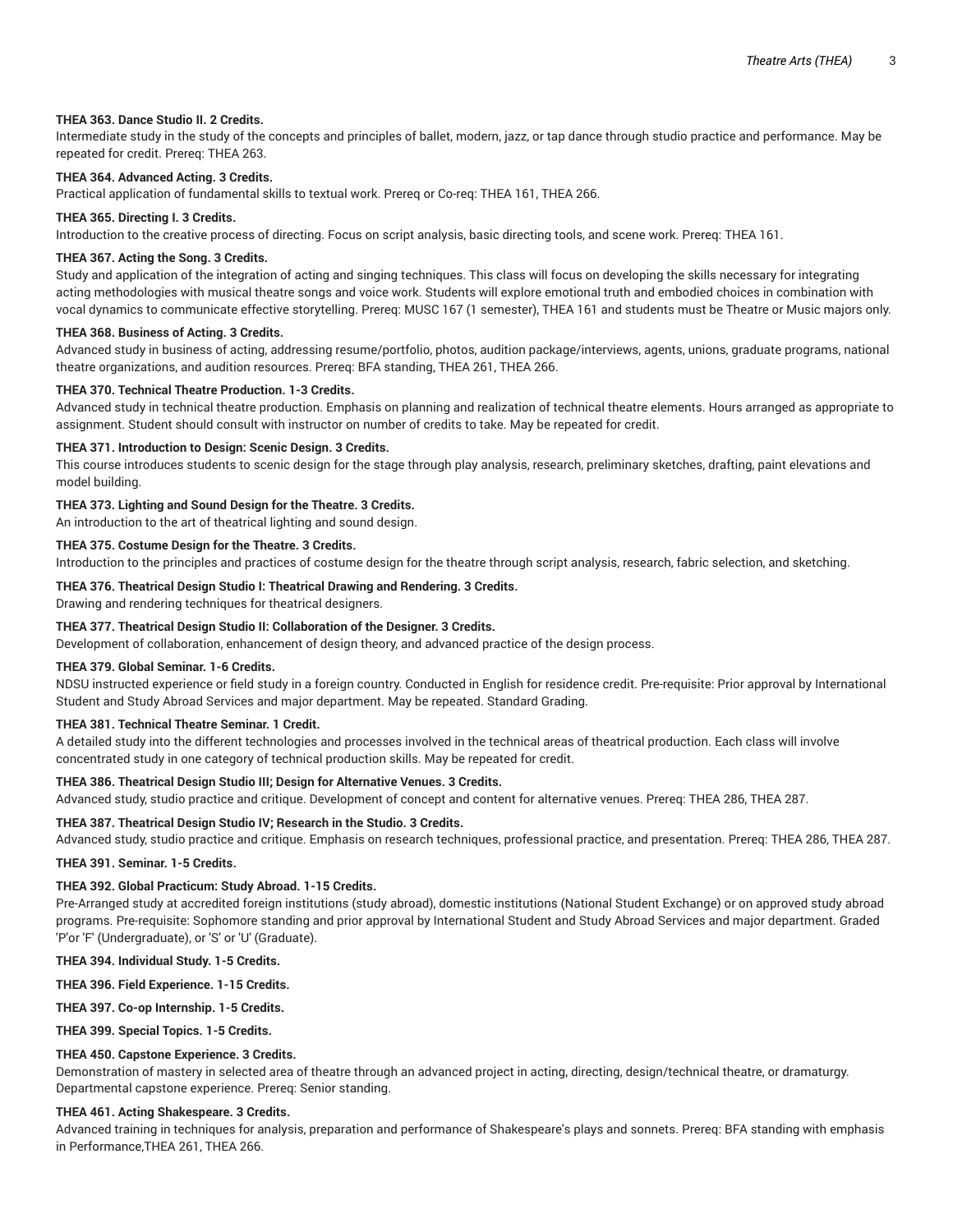**THEA 363. Dance Studio II. 2 Credits.**
Intermediate study in the study of the concepts and principles of ballet, modern, jazz, or tap dance through studio practice and performance. May be repeated for credit. Prereq: THEA 263.

**THEA 364. Advanced Acting. 3 Credits.**
Practical application of fundamental skills to textual work. Prereq or Co-req: THEA 161, THEA 266.

**THEA 365. Directing I. 3 Credits.**
Introduction to the creative process of directing. Focus on script analysis, basic directing tools, and scene work. Prereq: THEA 161.

**THEA 367. Acting the Song. 3 Credits.**
Study and application of the integration of acting and singing techniques. This class will focus on developing the skills necessary for integrating acting methodologies with musical theatre songs and voice work. Students will explore emotional truth and embodied choices in combination with vocal dynamics to communicate effective storytelling. Prereq: MUSC 167 (1 semester), THEA 161 and students must be Theatre or Music majors only.

**THEA 368. Business of Acting. 3 Credits.**
Advanced study in business of acting, addressing resume/portfolio, photos, audition package/interviews, agents, unions, graduate programs, national theatre organizations, and audition resources. Prereq: BFA standing, THEA 261, THEA 266.

**THEA 370. Technical Theatre Production. 1-3 Credits.**
Advanced study in technical theatre production. Emphasis on planning and realization of technical theatre elements. Hours arranged as appropriate to assignment. Student should consult with instructor on number of credits to take. May be repeated for credit.

**THEA 371. Introduction to Design: Scenic Design. 3 Credits.**
This course introduces students to scenic design for the stage through play analysis, research, preliminary sketches, drafting, paint elevations and model building.

**THEA 373. Lighting and Sound Design for the Theatre. 3 Credits.**
An introduction to the art of theatrical lighting and sound design.

**THEA 375. Costume Design for the Theatre. 3 Credits.**
Introduction to the principles and practices of costume design for the theatre through script analysis, research, fabric selection, and sketching.

**THEA 376. Theatrical Design Studio I: Theatrical Drawing and Rendering. 3 Credits.**
Drawing and rendering techniques for theatrical designers.

**THEA 377. Theatrical Design Studio II: Collaboration of the Designer. 3 Credits.**
Development of collaboration, enhancement of design theory, and advanced practice of the design process.

**THEA 379. Global Seminar. 1-6 Credits.**
NDSU instructed experience or field study in a foreign country. Conducted in English for residence credit. Pre-requisite: Prior approval by International Student and Study Abroad Services and major department. May be repeated. Standard Grading.

**THEA 381. Technical Theatre Seminar. 1 Credit.**
A detailed study into the different technologies and processes involved in the technical areas of theatrical production. Each class will involve concentrated study in one category of technical production skills. May be repeated for credit.

**THEA 386. Theatrical Design Studio III; Design for Alternative Venues. 3 Credits.**
Advanced study, studio practice and critique. Development of concept and content for alternative venues. Prereq: THEA 286, THEA 287.

**THEA 387. Theatrical Design Studio IV; Research in the Studio. 3 Credits.**
Advanced study, studio practice and critique. Emphasis on research techniques, professional practice, and presentation. Prereq: THEA 286, THEA 287.

**THEA 391. Seminar. 1-5 Credits.**

**THEA 392. Global Practicum: Study Abroad. 1-15 Credits.**
Pre-Arranged study at accredited foreign institutions (study abroad), domestic institutions (National Student Exchange) or on approved study abroad programs. Pre-requisite: Sophomore standing and prior approval by International Student and Study Abroad Services and major department. Graded 'P'or 'F' (Undergraduate), or 'S' or 'U' (Graduate).

**THEA 394. Individual Study. 1-5 Credits.**

**THEA 396. Field Experience. 1-15 Credits.**

**THEA 397. Co-op Internship. 1-5 Credits.**

**THEA 399. Special Topics. 1-5 Credits.**

**THEA 450. Capstone Experience. 3 Credits.**
Demonstration of mastery in selected area of theatre through an advanced project in acting, directing, design/technical theatre, or dramaturgy. Departmental capstone experience. Prereq: Senior standing.

**THEA 461. Acting Shakespeare. 3 Credits.**
Advanced training in techniques for analysis, preparation and performance of Shakespeare's plays and sonnets. Prereq: BFA standing with emphasis in Performance,THEA 261, THEA 266.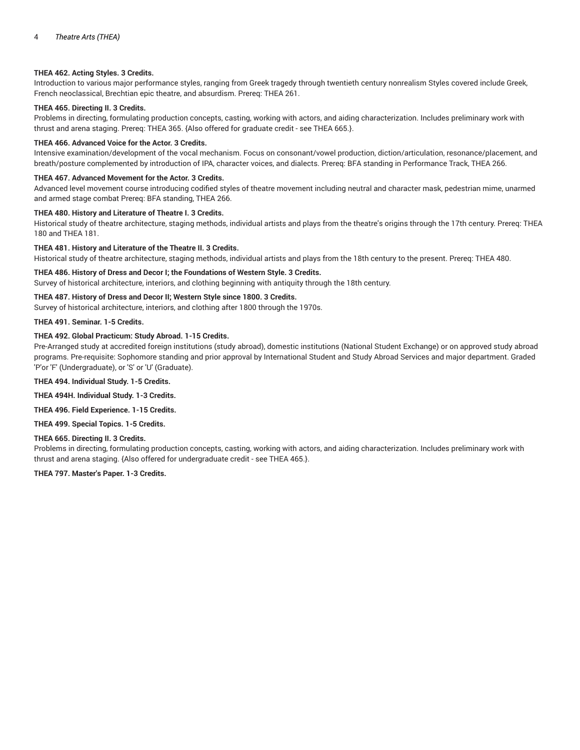**THEA 462. Acting Styles. 3 Credits.**
Introduction to various major performance styles, ranging from Greek tragedy through twentieth century nonrealism Styles covered include Greek, French neoclassical, Brechtian epic theatre, and absurdism. Prereq: THEA 261.

**THEA 465. Directing II. 3 Credits.**
Problems in directing, formulating production concepts, casting, working with actors, and aiding characterization. Includes preliminary work with thrust and arena staging. Prereq: THEA 365. {Also offered for graduate credit - see THEA 665.}.

**THEA 466. Advanced Voice for the Actor. 3 Credits.**
Intensive examination/development of the vocal mechanism. Focus on consonant/vowel production, diction/articulation, resonance/placement, and breath/posture complemented by introduction of IPA, character voices, and dialects. Prereq: BFA standing in Performance Track, THEA 266.

**THEA 467. Advanced Movement for the Actor. 3 Credits.**
Advanced level movement course introducing codified styles of theatre movement including neutral and character mask, pedestrian mime, unarmed and armed stage combat Prereq: BFA standing, THEA 266.

**THEA 480. History and Literature of Theatre I. 3 Credits.**
Historical study of theatre architecture, staging methods, individual artists and plays from the theatre's origins through the 17th century. Prereq: THEA 180 and THEA 181.

**THEA 481. History and Literature of the Theatre II. 3 Credits.**
Historical study of theatre architecture, staging methods, individual artists and plays from the 18th century to the present. Prereq: THEA 480.

**THEA 486. History of Dress and Decor I; the Foundations of Western Style. 3 Credits.**
Survey of historical architecture, interiors, and clothing beginning with antiquity through the 18th century.

**THEA 487. History of Dress and Decor II; Western Style since 1800. 3 Credits.**
Survey of historical architecture, interiors, and clothing after 1800 through the 1970s.

**THEA 491. Seminar. 1-5 Credits.**

**THEA 492. Global Practicum: Study Abroad. 1-15 Credits.**
Pre-Arranged study at accredited foreign institutions (study abroad), domestic institutions (National Student Exchange) or on approved study abroad programs. Pre-requisite: Sophomore standing and prior approval by International Student and Study Abroad Services and major department. Graded 'P'or 'F' (Undergraduate), or 'S' or 'U' (Graduate).

**THEA 494. Individual Study. 1-5 Credits.**

**THEA 494H. Individual Study. 1-3 Credits.**

**THEA 496. Field Experience. 1-15 Credits.**

**THEA 499. Special Topics. 1-5 Credits.**

**THEA 665. Directing II. 3 Credits.**
Problems in directing, formulating production concepts, casting, working with actors, and aiding characterization. Includes preliminary work with thrust and arena staging. {Also offered for undergraduate credit - see THEA 465.}.

**THEA 797. Master's Paper. 1-3 Credits.**